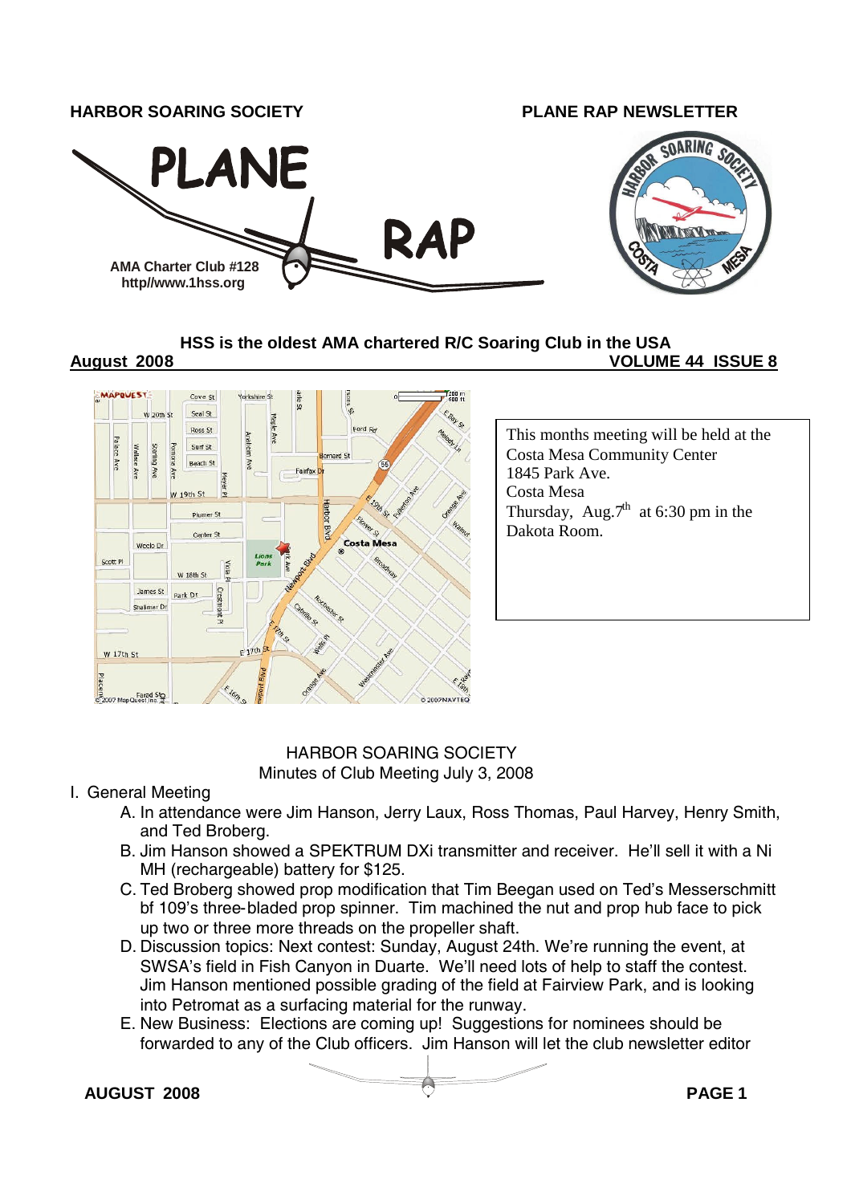**HARBOR SOARING SOCIETY** **PLANE RAP NEWSLETTER**

# PLANE RAP

AMA Charter Club #128
http//www.1hss.org

### HSS is the oldest AMA chartered R/C Soaring Club in the USA

**August 2008** **VOLUME 44 ISSUE 8**

This months meeting will be held at the Costa Mesa Community Center
1845 Park Ave.
Costa Mesa
Thursday, Aug.7th at 6:30 pm in the Dakota Room.

## HARBOR SOARING SOCIETY
Minutes of Club Meeting July 3, 2008

I. General Meeting

A. In attendance were Jim Hanson, Jerry Laux, Ross Thomas, Paul Harvey, Henry Smith, and Ted Broberg.

B. Jim Hanson showed a SPEKTRUM DXi transmitter and receiver. He'll sell it with a Ni MH (rechargeable) battery for $125.

C. Ted Broberg showed prop modification that Tim Beegan used on Ted's Messerschmitt bf 109's three-bladed prop spinner. Tim machined the nut and prop hub face to pick up two or three more threads on the propeller shaft.

D. Discussion topics: Next contest: Sunday, August 24th. We're running the event, at SWSA's field in Fish Canyon in Duarte. We'll need lots of help to staff the contest. Jim Hanson mentioned possible grading of the field at Fairview Park, and is looking into Petromat as a surfacing material for the runway.

E. New Business: Elections are coming up! Suggestions for nominees should be forwarded to any of the Club officers. Jim Hanson will let the club newsletter editor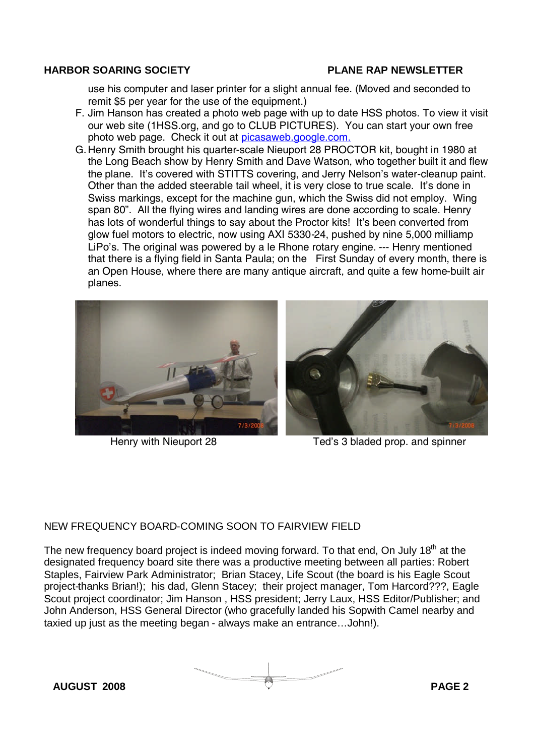use his computer and laser printer for a slight annual fee. (Moved and seconded to remit $5 per year for the use of the equipment.)

F. Jim Hanson has created a photo web page with up to date HSS photos. To view it visit our web site (1HSS.org, and go to CLUB PICTURES). You can start your own free photo web page. Check it out at picasaweb.google.com.

G. Henry Smith brought his quarter-scale Nieuport 28 PROCTOR kit, bought in 1980 at the Long Beach show by Henry Smith and Dave Watson, who together built it and flew the plane. It's covered with STITTS covering, and Jerry Nelson's water-cleanup paint. Other than the added steerable tail wheel, it is very close to true scale. It's done in Swiss markings, except for the machine gun, which the Swiss did not employ. Wing span 80". All the flying wires and landing wires are done according to scale. Henry has lots of wonderful things to say about the Proctor kits! It's been converted from glow fuel motors to electric, now using AXI 5330-24, pushed by nine 5,000 milliamp LiPo's. The original was powered by a le Rhone rotary engine. --- Henry mentioned that there is a flying field in Santa Paula; on the First Sunday of every month, there is an Open House, where there are many antique aircraft, and quite a few home-built air planes.

Henry with Nieuport 28

Ted's 3 bladed prop. and spinner

NEW FREQUENCY BOARD-COMING SOON TO FAIRVIEW FIELD

The new frequency board project is indeed moving forward. To that end, On July 18th at the designated frequency board site there was a productive meeting between all parties: Robert Staples, Fairview Park Administrator; Brian Stacey, Life Scout (the board is his Eagle Scout project-thanks Brian!); his dad, Glenn Stacey; their project manager, Tom Harcord???, Eagle Scout project coordinator; Jim Hanson , HSS president; Jerry Laux, HSS Editor/Publisher; and John Anderson, HSS General Director (who gracefully landed his Sopwith Camel nearby and taxied up just as the meeting began - always make an entrance…John!).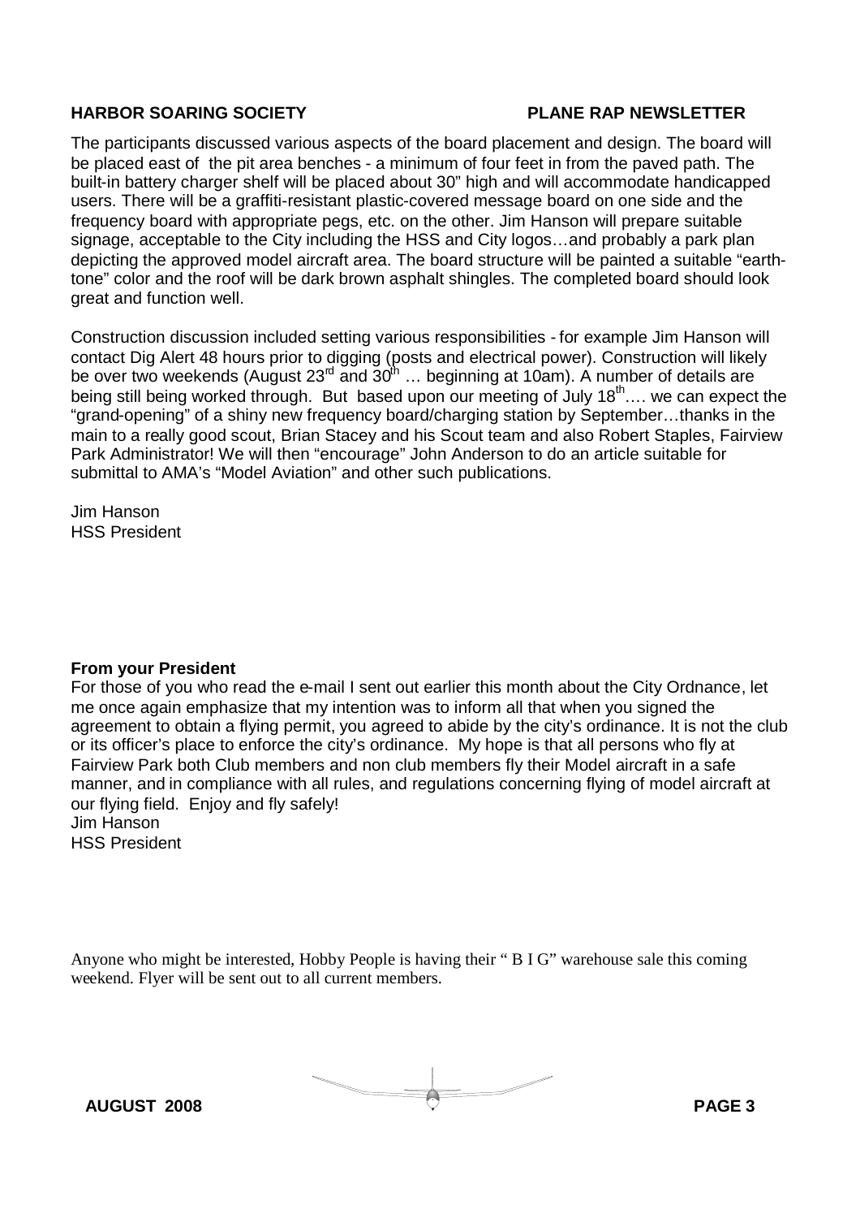The participants discussed various aspects of the board placement and design. The board will be placed east of the pit area benches - a minimum of four feet in from the paved path. The built-in battery charger shelf will be placed about 30" high and will accommodate handicapped users. There will be a graffiti-resistant plastic-covered message board on one side and the frequency board with appropriate pegs, etc. on the other. Jim Hanson will prepare suitable signage, acceptable to the City including the HSS and City logos…and probably a park plan depicting the approved model aircraft area. The board structure will be painted a suitable "earth-tone" color and the roof will be dark brown asphalt shingles. The completed board should look great and function well.

Construction discussion included setting various responsibilities - for example Jim Hanson will contact Dig Alert 48 hours prior to digging (posts and electrical power). Construction will likely be over two weekends (August 23rd and 30th … beginning at 10am). A number of details are being still being worked through. But based upon our meeting of July 18th…. we can expect the "grand-opening" of a shiny new frequency board/charging station by September…thanks in the main to a really good scout, Brian Stacey and his Scout team and also Robert Staples, Fairview Park Administrator! We will then "encourage" John Anderson to do an article suitable for submittal to AMA's "Model Aviation" and other such publications.

Jim Hanson
HSS President

**From your President**

For those of you who read the e-mail I sent out earlier this month about the City Ordnance, let me once again emphasize that my intention was to inform all that when you signed the agreement to obtain a flying permit, you agreed to abide by the city's ordinance. It is not the club or its officer's place to enforce the city's ordinance. My hope is that all persons who fly at Fairview Park both Club members and non club members fly their Model aircraft in a safe manner, and in compliance with all rules, and regulations concerning flying of model aircraft at our flying field. Enjoy and fly safely!
Jim Hanson
HSS President

Anyone who might be interested, Hobby People is having their " B I G" warehouse sale this coming weekend. Flyer will be sent out to all current members.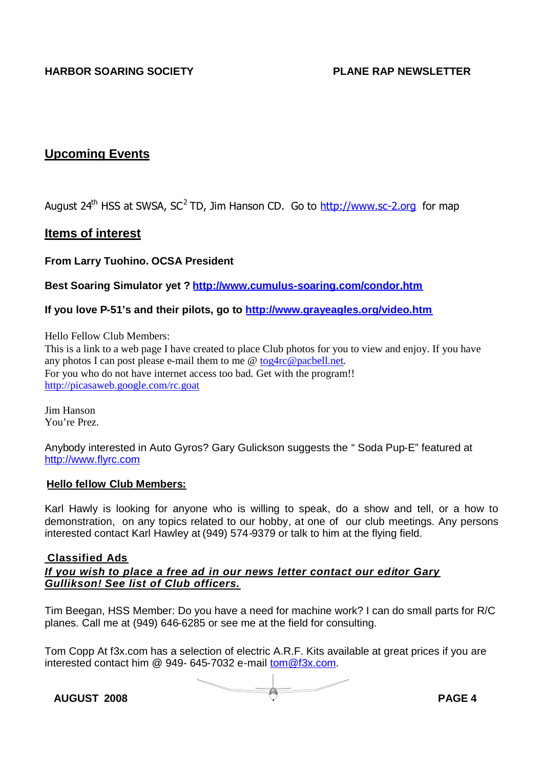## Upcoming Events

August 24th HSS at SWSA, $SC^2$ TD, Jim Hanson CD. Go to http://www.sc-2.org for map

## Items of interest

**From Larry Tuohino. OCSA President**

**Best Soaring Simulator yet ? http://www.cumulus-soaring.com/condor.htm**

**If you love P-51's and their pilots, go to http://www.grayeagles.org/video.htm**

Hello Fellow Club Members:
This is a link to a web page I have created to place Club photos for you to view and enjoy. If you have any photos I can post please e-mail them to me @ tog4rc@pacbell.net.
For you who do not have internet access too bad. Get with the program!!
http://picasaweb.google.com/rc.goat

Jim Hanson
You're Prez.

Anybody interested in Auto Gyros? Gary Gulickson suggests the " Soda Pup-E" featured at http://www.flyrc.com

**Hello fellow Club Members:**

Karl Hawly is looking for anyone who is willing to speak, do a show and tell, or a how to demonstration, on any topics related to our hobby, at one of our club meetings. Any persons interested contact Karl Hawley at (949) 574-9379 or talk to him at the flying field.

**Classified Ads**

***If you wish to place a free ad in our news letter contact our editor Gary Gullikson! See list of Club officers.***

Tim Beegan, HSS Member: Do you have a need for machine work? I can do small parts for R/C planes. Call me at (949) 646-6285 or see me at the field for consulting.

Tom Copp At f3x.com has a selection of electric A.R.F. Kits available at great prices if you are interested contact him @ 949- 645-7032 e-mail tom@f3x.com.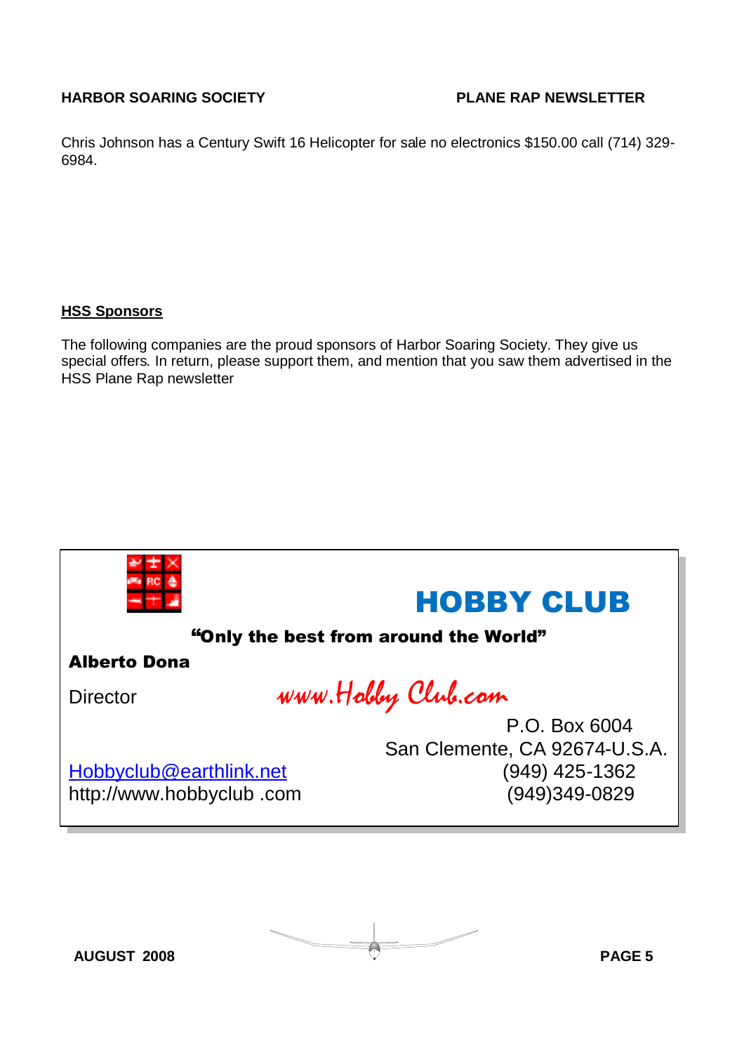Chris Johnson has a Century Swift 16 Helicopter for sale no electronics $150.00 call (714) 329-6984.

## HSS Sponsors

The following companies are the proud sponsors of Harbor Soaring Society. They give us special offers. In return, please support them, and mention that you saw them advertised in the HSS Plane Rap newsletter

**HOBBY CLUB**

**"Only the best from around the World"**

**Alberto Dona**

Director

www.Hobby Club.com

P.O. Box 6004
San Clemente, CA 92674-U.S.A.
(949) 425-1362
(949)349-0829

Hobbyclub@earthlink.net
http://www.hobbyclub .com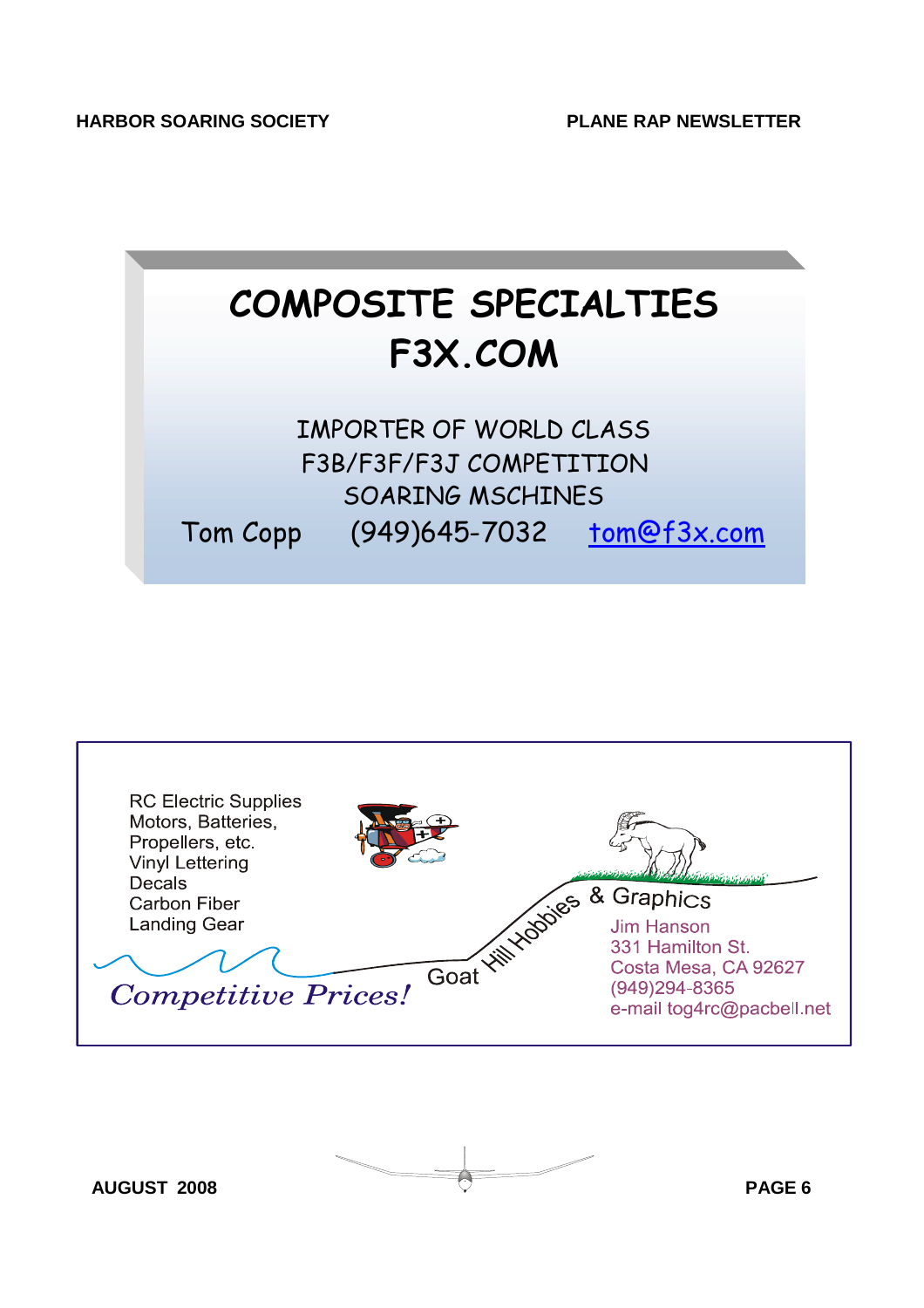# COMPOSITE SPECIALTIES
# F3X.COM

IMPORTER OF WORLD CLASS
F3B/F3F/F3J COMPETITION
SOARING MSCHINES

Tom Copp (949)645-7032 tom@f3x.com

---

RC Electric Supplies
Motors, Batteries,
Propellers, etc.
Vinyl Lettering
Decals
Carbon Fiber
Landing Gear

*Competitive Prices!*

**Goat Hill Hobbies & Graphics**

Jim Hanson
331 Hamilton St.
Costa Mesa, CA 92627
(949)294-8365
e-mail tog4rc@pacbell.net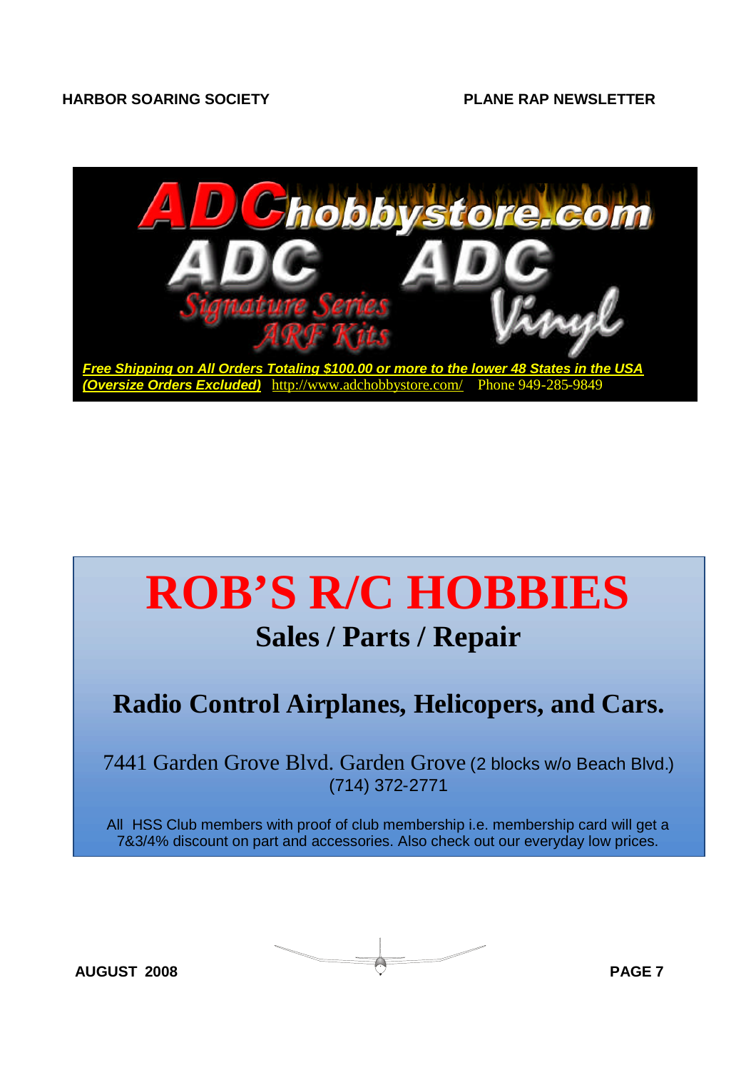**ADChobbystore.com**

**ADC Signature Series ARF Kits**

**ADC Vinyl**

***Free Shipping on All Orders Totaling $100.00 or more to the lower 48 States in the USA (Oversize Orders Excluded)*** http://www.adchobbystore.com/ Phone 949-285-9849

# ROB'S R/C HOBBIES

## Sales / Parts / Repair

## Radio Control Airplanes, Helicopers, and Cars.

7441 Garden Grove Blvd. Garden Grove (2 blocks w/o Beach Blvd.)
(714) 372-2771

All HSS Club members with proof of club membership i.e. membership card will get a 7&3/4% discount on part and accessories. Also check out our everyday low prices.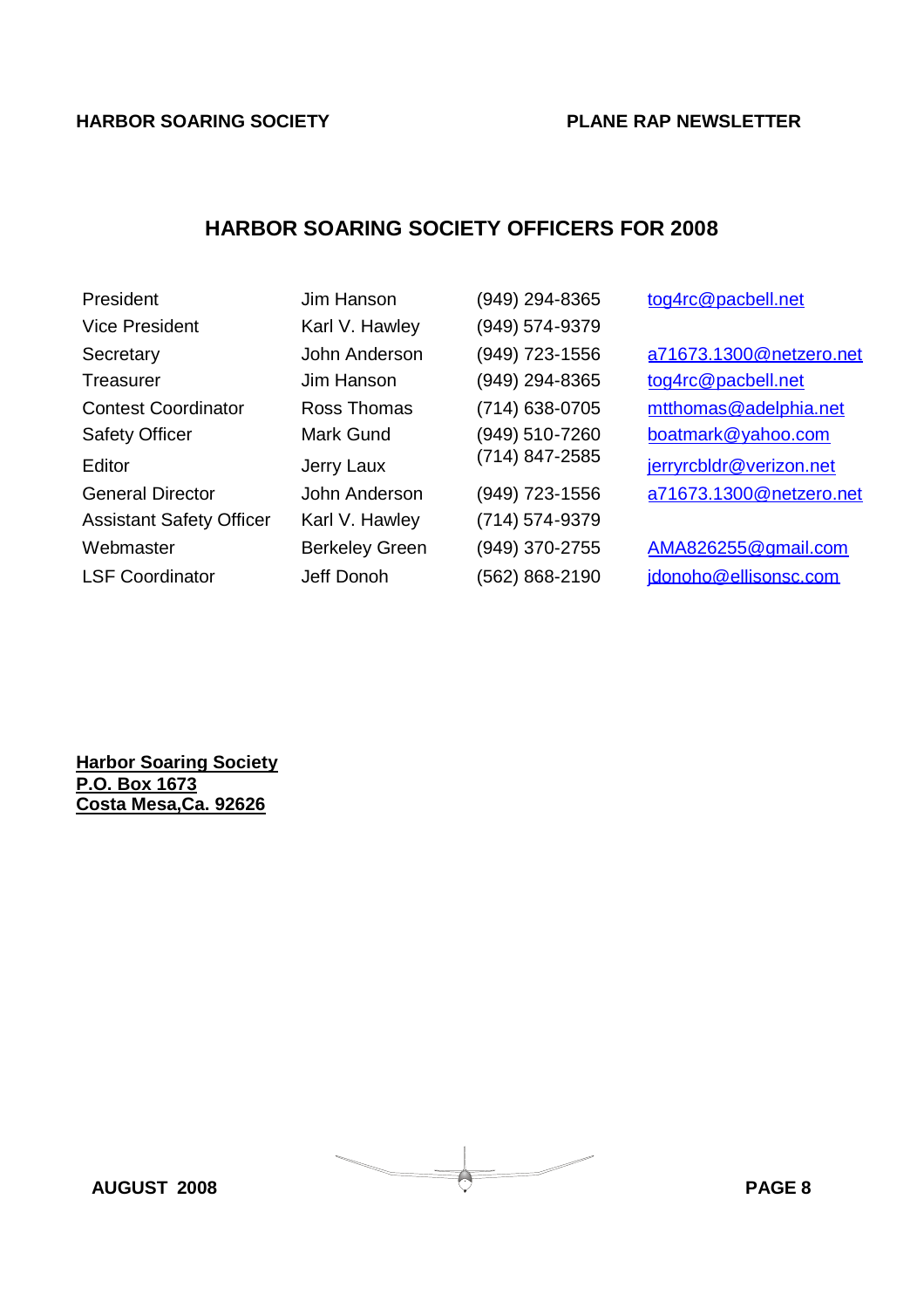## HARBOR SOARING SOCIETY OFFICERS FOR 2008

| | | | |
|---|---|---|---|
| President | Jim Hanson | (949) 294-8365 | tog4rc@pacbell.net |
| Vice President | Karl V. Hawley | (949) 574-9379 | |
| Secretary | John Anderson | (949) 723-1556 | a71673.1300@netzero.net |
| Treasurer | Jim Hanson | (949) 294-8365 | tog4rc@pacbell.net |
| Contest Coordinator | Ross Thomas | (714) 638-0705 | mtthomas@adelphia.net |
| Safety Officer | Mark Gund | (949) 510-7260 | boatmark@yahoo.com |
| Editor | Jerry Laux | (714) 847-2585 | jerryrcbldr@verizon.net |
| General Director | John Anderson | (949) 723-1556 | a71673.1300@netzero.net |
| Assistant Safety Officer | Karl V. Hawley | (714) 574-9379 | |
| Webmaster | Berkeley Green | (949) 370-2755 | AMA826255@gmail.com |
| LSF Coordinator | Jeff Donoh | (562) 868-2190 | jdonoho@ellisonsc.com |

**Harbor Soaring Society**
**P.O. Box 1673**
**Costa Mesa,Ca. 92626**